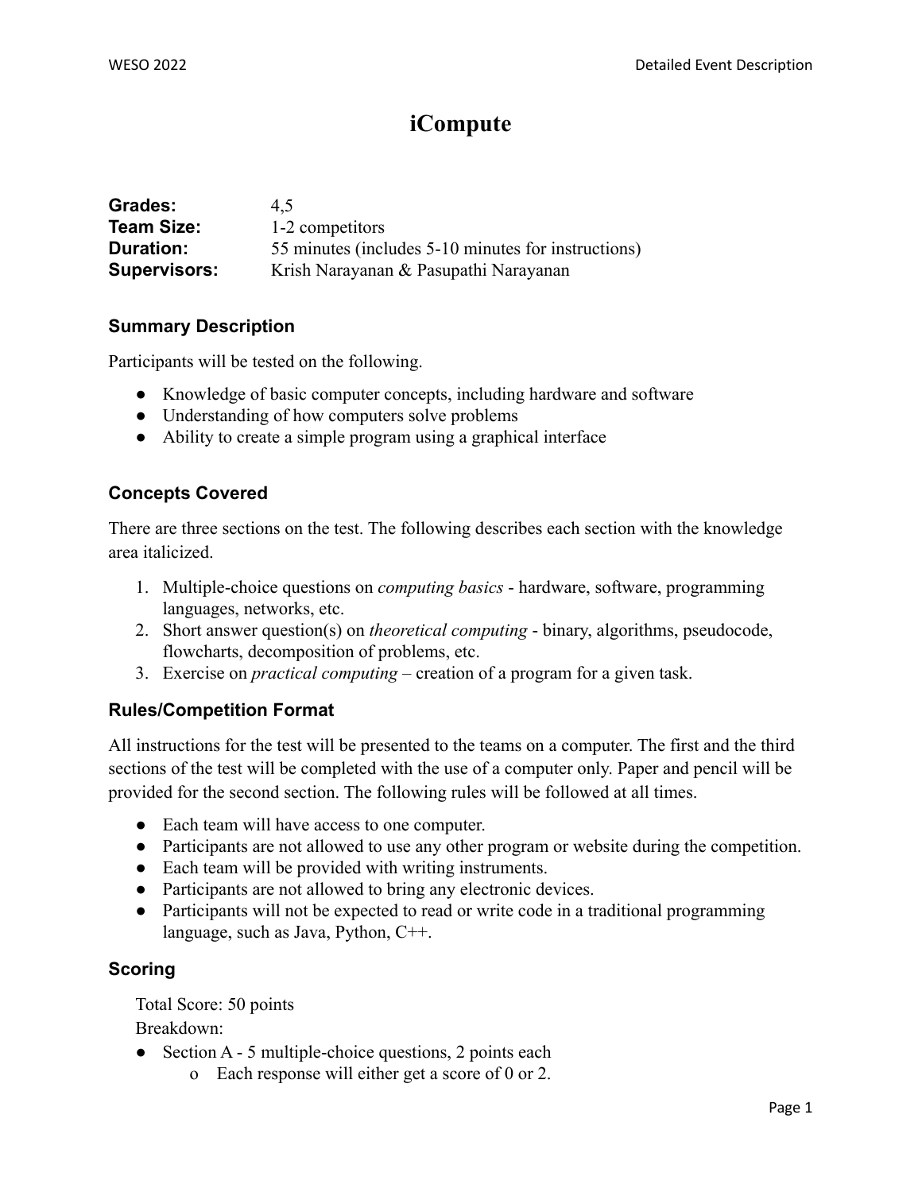# iCompute

**Grades:** 4,5
**Team Size:** 1-2 competitors
**Duration:** 55 minutes (includes 5-10 minutes for instructions)
**Supervisors:** Krish Narayanan & Pasupathi Narayanan

## Summary Description

Participants will be tested on the following.

- Knowledge of basic computer concepts, including hardware and software
- Understanding of how computers solve problems
- Ability to create a simple program using a graphical interface

## Concepts Covered

There are three sections on the test. The following describes each section with the knowledge area italicized.

1. Multiple-choice questions on *computing basics* - hardware, software, programming languages, networks, etc.
2. Short answer question(s) on *theoretical computing* - binary, algorithms, pseudocode, flowcharts, decomposition of problems, etc.
3. Exercise on *practical computing* – creation of a program for a given task.

## Rules/Competition Format

All instructions for the test will be presented to the teams on a computer. The first and the third sections of the test will be completed with the use of a computer only. Paper and pencil will be provided for the second section. The following rules will be followed at all times.

- Each team will have access to one computer.
- Participants are not allowed to use any other program or website during the competition.
- Each team will be provided with writing instruments.
- Participants are not allowed to bring any electronic devices.
- Participants will not be expected to read or write code in a traditional programming language, such as Java, Python, C++.

## Scoring

Total Score: 50 points

Breakdown:

- Section A - 5 multiple-choice questions, 2 points each
  - Each response will either get a score of 0 or 2.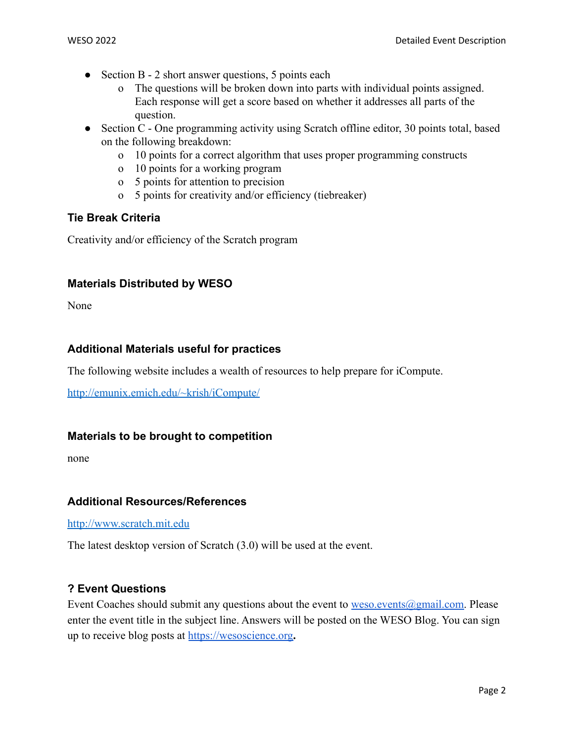- Section B - 2 short answer questions, 5 points each
  - The questions will be broken down into parts with individual points assigned. Each response will get a score based on whether it addresses all parts of the question.
- Section C - One programming activity using Scratch offline editor, 30 points total, based on the following breakdown:
  - 10 points for a correct algorithm that uses proper programming constructs
  - 10 points for a working program
  - 5 points for attention to precision
  - 5 points for creativity and/or efficiency (tiebreaker)

### Tie Break Criteria

Creativity and/or efficiency of the Scratch program

### Materials Distributed by WESO

None

### Additional Materials useful for practices

The following website includes a wealth of resources to help prepare for iCompute.

[http://emunix.emich.edu/~krish/iCompute/](http://emunix.emich.edu/~krish/iCompute/)

### Materials to be brought to competition

none

### Additional Resources/References

[http://www.scratch.mit.edu](http://www.scratch.mit.edu)

The latest desktop version of Scratch (3.0) will be used at the event.

### ? Event Questions

Event Coaches should submit any questions about the event to [weso.events@gmail.com](mailto:weso.events@gmail.com). Please enter the event title in the subject line. Answers will be posted on the WESO Blog. You can sign up to receive blog posts at [https://wesoscience.org](https://wesoscience.org)**.**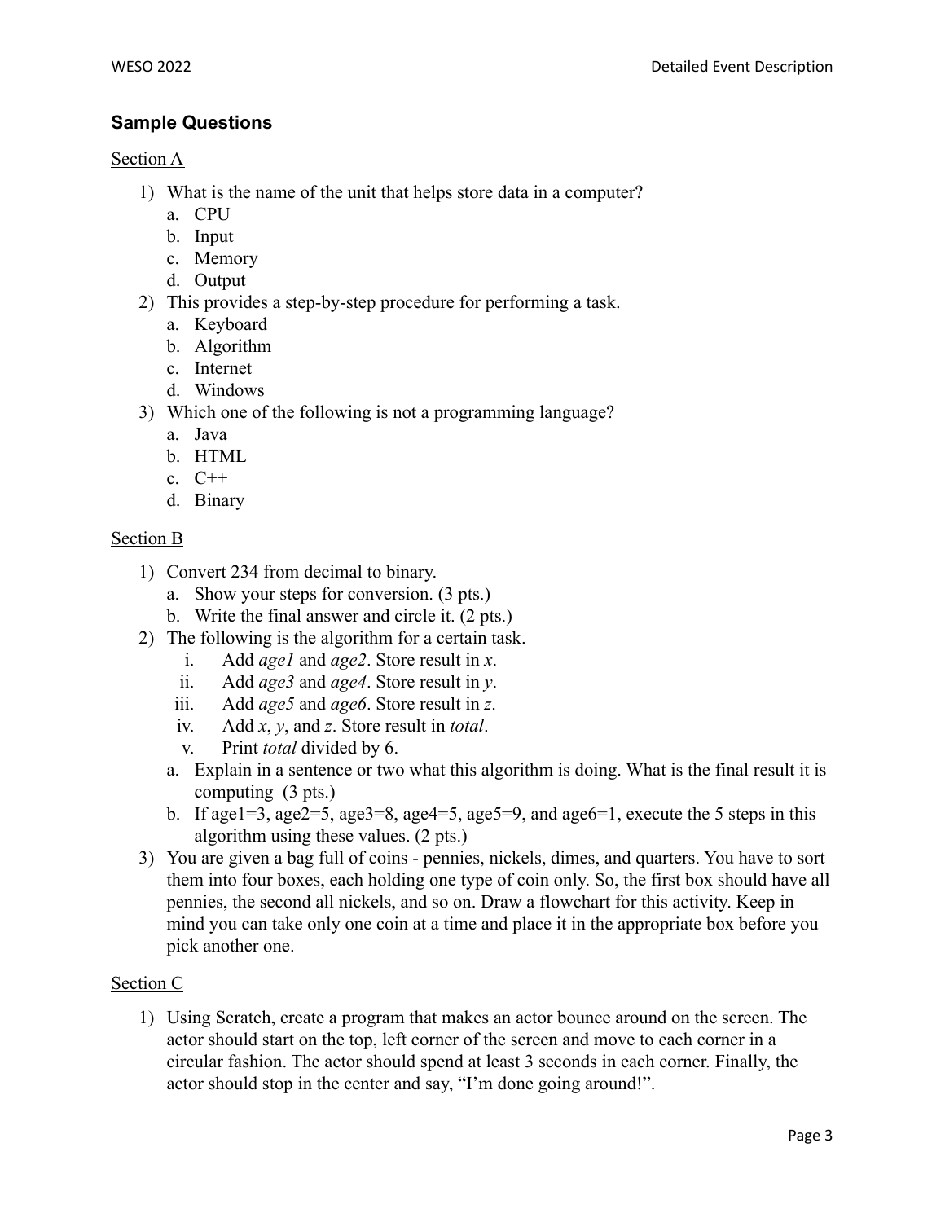## Sample Questions

Section A

1) What is the name of the unit that helps store data in a computer?
   a. CPU
   b. Input
   c. Memory
   d. Output
2) This provides a step-by-step procedure for performing a task.
   a. Keyboard
   b. Algorithm
   c. Internet
   d. Windows
3) Which one of the following is not a programming language?
   a. Java
   b. HTML
   c. C++
   d. Binary

Section B

1) Convert 234 from decimal to binary.
   a. Show your steps for conversion. (3 pts.)
   b. Write the final answer and circle it. (2 pts.)
2) The following is the algorithm for a certain task.
   i. Add *age1* and *age2*. Store result in *x*.
   ii. Add *age3* and *age4*. Store result in *y*.
   iii. Add *age5* and *age6*. Store result in *z*.
   iv. Add *x*, *y*, and *z*. Store result in *total*.
   v. Print *total* divided by 6.

   a. Explain in a sentence or two what this algorithm is doing. What is the final result it is computing (3 pts.)
   b. If age1=3, age2=5, age3=8, age4=5, age5=9, and age6=1, execute the 5 steps in this algorithm using these values. (2 pts.)
3) You are given a bag full of coins - pennies, nickels, dimes, and quarters. You have to sort them into four boxes, each holding one type of coin only. So, the first box should have all pennies, the second all nickels, and so on. Draw a flowchart for this activity. Keep in mind you can take only one coin at a time and place it in the appropriate box before you pick another one.

Section C

1) Using Scratch, create a program that makes an actor bounce around on the screen. The actor should start on the top, left corner of the screen and move to each corner in a circular fashion. The actor should spend at least 3 seconds in each corner. Finally, the actor should stop in the center and say, "I'm done going around!".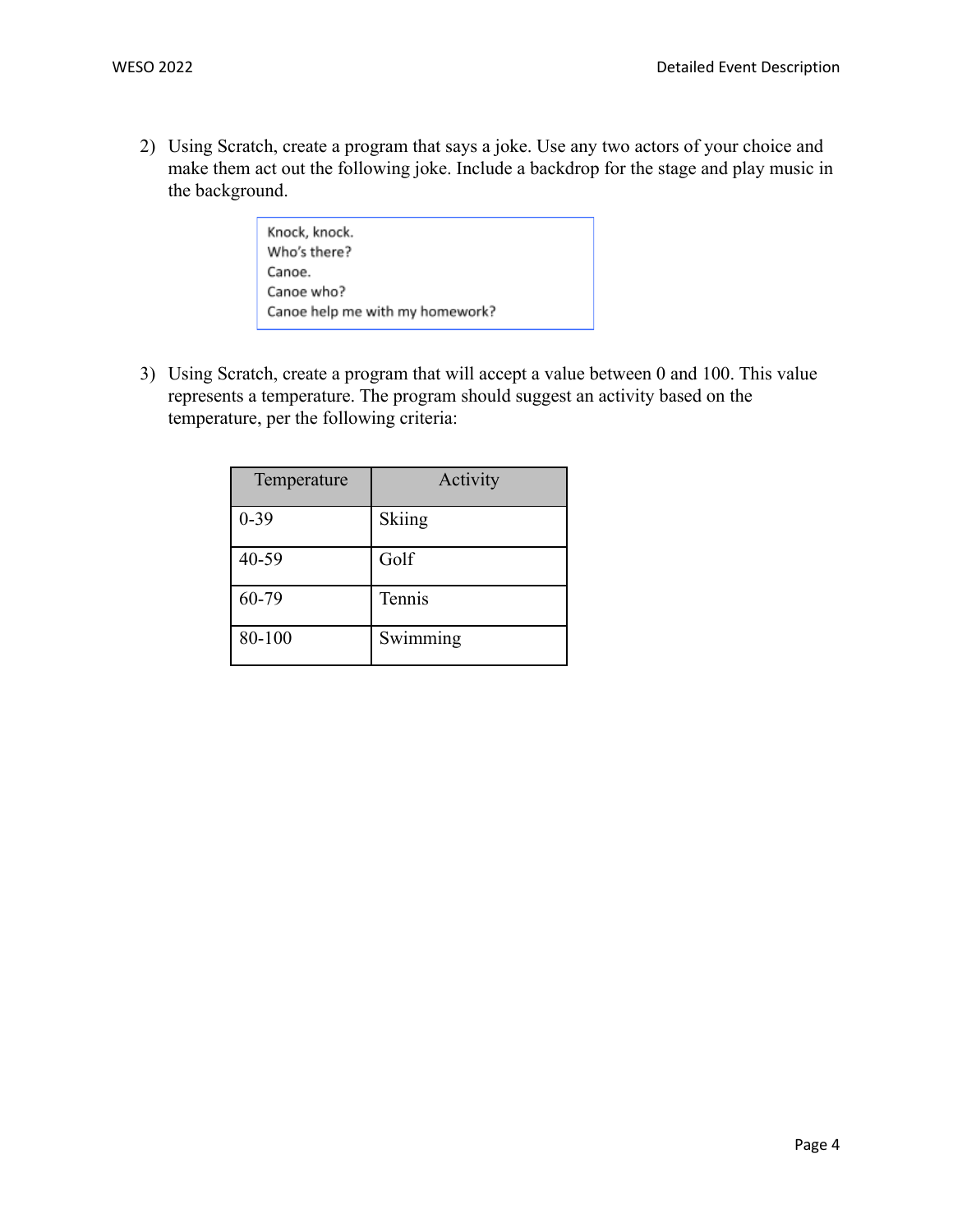2) Using Scratch, create a program that says a joke. Use any two actors of your choice and make them act out the following joke. Include a backdrop for the stage and play music in the background.

   > Knock, knock.
   > Who's there?
   > Canoe.
   > Canoe who?
   > Canoe help me with my homework?

3) Using Scratch, create a program that will accept a value between 0 and 100. This value represents a temperature. The program should suggest an activity based on the temperature, per the following criteria:

| Temperature | Activity |
| --- | --- |
| 0-39 | Skiing |
| 40-59 | Golf |
| 60-79 | Tennis |
| 80-100 | Swimming |